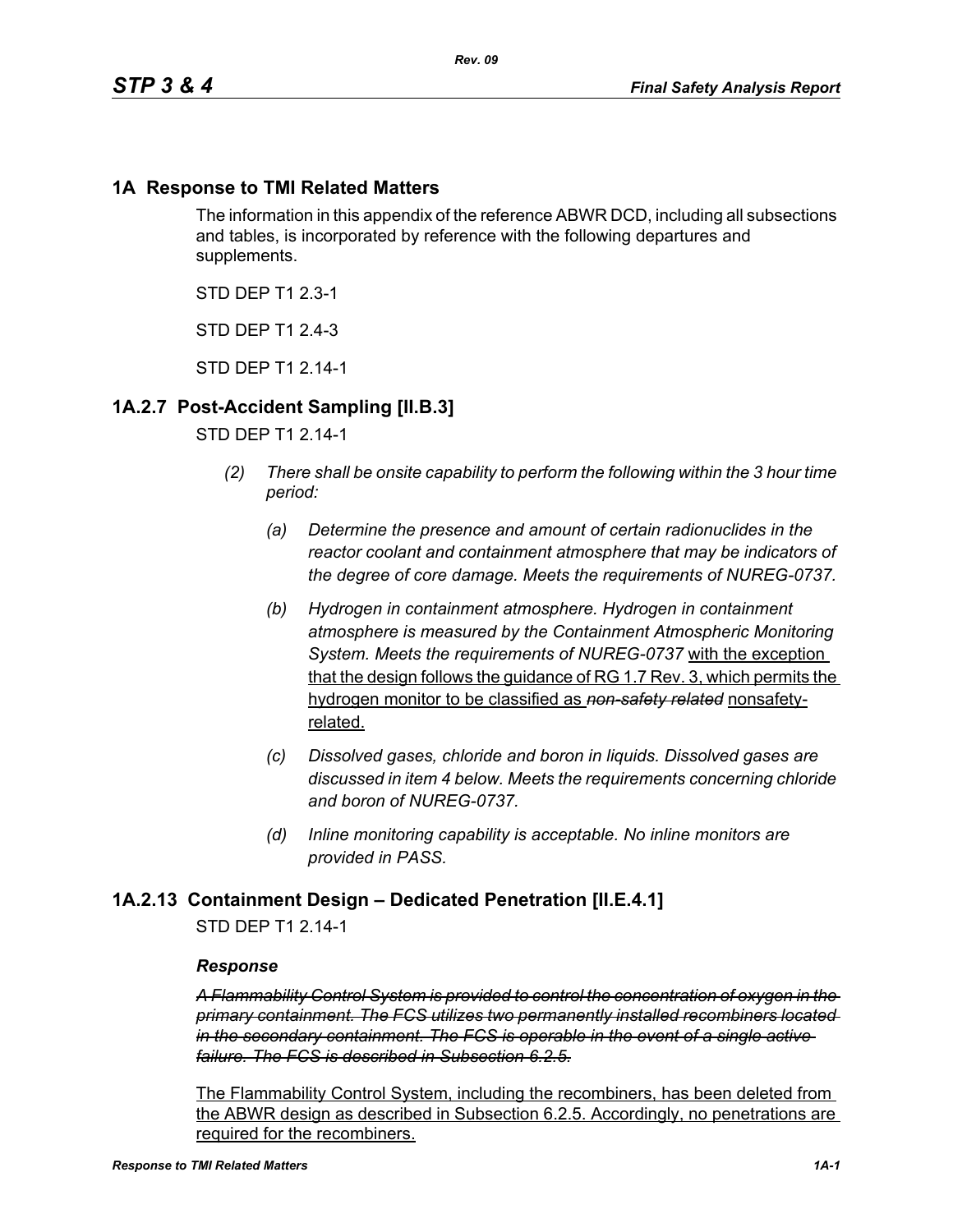# 1A Response to TMI Related Matters

The information in this appendix of the reference ABWR DCD, including all subsections and tables, is incorporated by reference with the following departures and supplements.

STD DEP T1 2.3-1

STD DEP T1 2.4-3

STD DEP T1 2.14-1

## 1A.2.7 Post-Accident Sampling [II.B.3]

STD DEP T1 2.14-1

*(2) There shall be onsite capability to perform the following within the 3 hour time period:*

*(a) Determine the presence and amount of certain radionuclides in the reactor coolant and containment atmosphere that may be indicators of the degree of core damage. Meets the requirements of NUREG-0737.*

*(b) Hydrogen in containment atmosphere. Hydrogen in containment atmosphere is measured by the Containment Atmospheric Monitoring System. Meets the requirements of NUREG-0737* <u>with the exception that the design follows the guidance of RG 1.7 Rev. 3, which permits the hydrogen monitor to be classified as</u> ~~*non-safety related*~~ <u>nonsafety-related.</u>

*(c) Dissolved gases, chloride and boron in liquids. Dissolved gases are discussed in item 4 below. Meets the requirements concerning chloride and boron of NUREG-0737.*

*(d) Inline monitoring capability is acceptable. No inline monitors are provided in PASS.*

## 1A.2.13 Containment Design – Dedicated Penetration [II.E.4.1]

STD DEP T1 2.14-1

***Response***

~~*A Flammability Control System is provided to control the concentration of oxygen in the primary containment. The FCS utilizes two permanently installed recombiners located in the secondary containment. The FCS is operable in the event of a single active failure. The FCS is described in Subsection 6.2.5.*~~

<u>The Flammability Control System, including the recombiners, has been deleted from the ABWR design as described in Subsection 6.2.5. Accordingly, no penetrations are required for the recombiners.</u>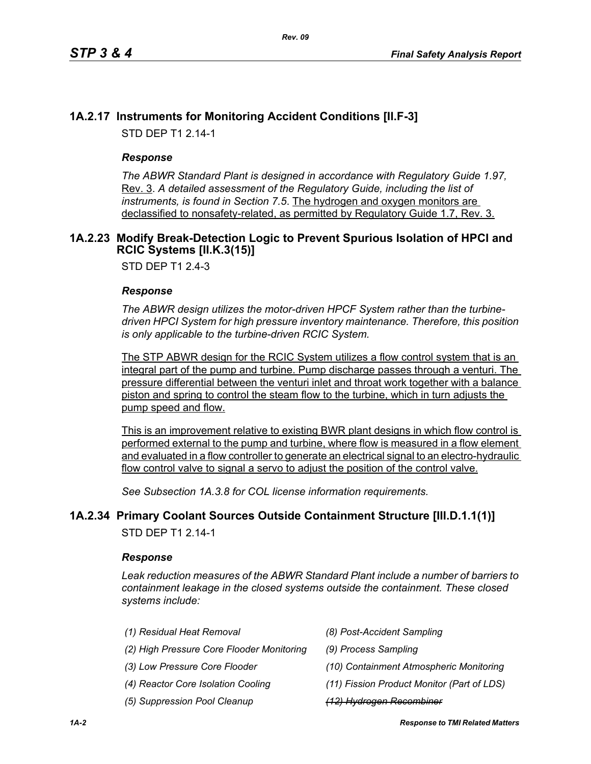## 1A.2.17 Instruments for Monitoring Accident Conditions [II.F-3]

STD DEP T1 2.14-1

### *Response*

*The ABWR Standard Plant is designed in accordance with Regulatory Guide 1.97,* <u>Rev. 3</u>. *A detailed assessment of the Regulatory Guide, including the list of instruments, is found in Section 7.5*. <u>The hydrogen and oxygen monitors are declassified to nonsafety-related, as permitted by Regulatory Guide 1.7, Rev. 3.</u>

## 1A.2.23 Modify Break-Detection Logic to Prevent Spurious Isolation of HPCI and RCIC Systems [II.K.3(15)]

STD DEP T1 2.4-3

### *Response*

*The ABWR design utilizes the motor-driven HPCF System rather than the turbine-driven HPCI System for high pressure inventory maintenance. Therefore, this position is only applicable to the turbine-driven RCIC System.*

<u>The STP ABWR design for the RCIC System utilizes a flow control system that is an integral part of the pump and turbine. Pump discharge passes through a venturi. The pressure differential between the venturi inlet and throat work together with a balance piston and spring to control the steam flow to the turbine, which in turn adjusts the pump speed and flow.</u>

<u>This is an improvement relative to existing BWR plant designs in which flow control is performed external to the pump and turbine, where flow is measured in a flow element and evaluated in a flow controller to generate an electrical signal to an electro-hydraulic flow control valve to signal a servo to adjust the position of the control valve.</u>

*See Subsection 1A.3.8 for COL license information requirements.*

## 1A.2.34 Primary Coolant Sources Outside Containment Structure [III.D.1.1(1)]

STD DEP T1 2.14-1

### *Response*

*Leak reduction measures of the ABWR Standard Plant include a number of barriers to containment leakage in the closed systems outside the containment. These closed systems include:*

*(1) Residual Heat Removal*

*(2) High Pressure Core Flooder Monitoring*

*(3) Low Pressure Core Flooder*

*(4) Reactor Core Isolation Cooling*

*(5) Suppression Pool Cleanup*

*(8) Post-Accident Sampling*

*(9) Process Sampling*

*(10) Containment Atmospheric Monitoring*

*(11) Fission Product Monitor (Part of LDS)*

~~*(12) Hydrogen Recombiner*~~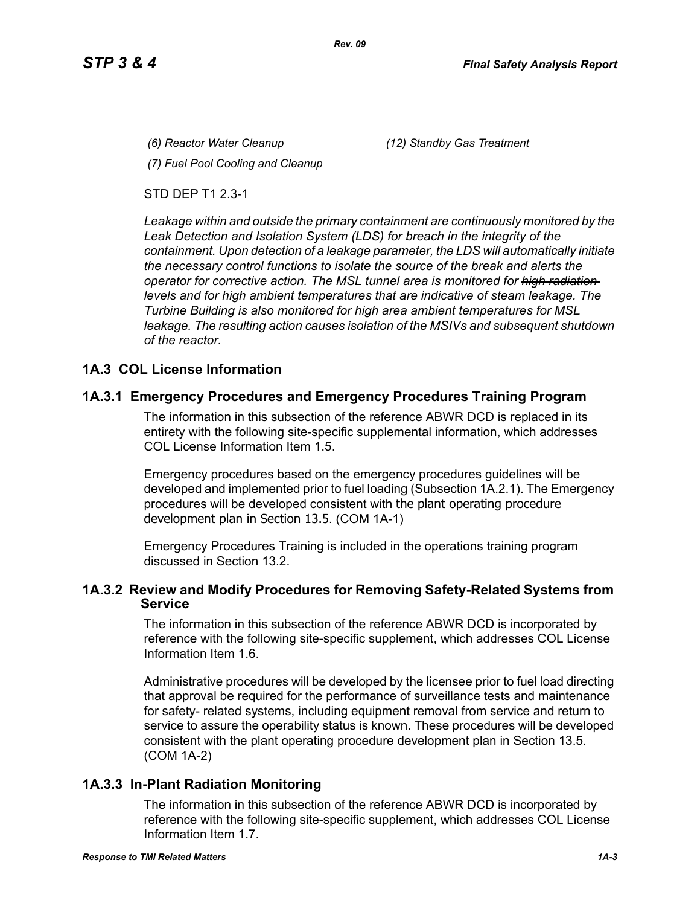*(6) Reactor Water Cleanup*

*(7) Fuel Pool Cooling and Cleanup*

*(12) Standby Gas Treatment*

STD DEP T1 2.3-1

*Leakage within and outside the primary containment are continuously monitored by the Leak Detection and Isolation System (LDS) for breach in the integrity of the containment. Upon detection of a leakage parameter, the LDS will automatically initiate the necessary control functions to isolate the source of the break and alerts the operator for corrective action. The MSL tunnel area is monitored for ~~high radiation levels and for~~ high ambient temperatures that are indicative of steam leakage. The Turbine Building is also monitored for high area ambient temperatures for MSL leakage. The resulting action causes isolation of the MSIVs and subsequent shutdown of the reactor.*

## 1A.3 COL License Information

### 1A.3.1 Emergency Procedures and Emergency Procedures Training Program

The information in this subsection of the reference ABWR DCD is replaced in its entirety with the following site-specific supplemental information, which addresses COL License Information Item 1.5.

Emergency procedures based on the emergency procedures guidelines will be developed and implemented prior to fuel loading (Subsection 1A.2.1). The Emergency procedures will be developed consistent with the plant operating procedure development plan in Section 13.5. (COM 1A-1)

Emergency Procedures Training is included in the operations training program discussed in Section 13.2.

### 1A.3.2 Review and Modify Procedures for Removing Safety-Related Systems from Service

The information in this subsection of the reference ABWR DCD is incorporated by reference with the following site-specific supplement, which addresses COL License Information Item 1.6.

Administrative procedures will be developed by the licensee prior to fuel load directing that approval be required for the performance of surveillance tests and maintenance for safety- related systems, including equipment removal from service and return to service to assure the operability status is known. These procedures will be developed consistent with the plant operating procedure development plan in Section 13.5. (COM 1A-2)

### 1A.3.3 In-Plant Radiation Monitoring

The information in this subsection of the reference ABWR DCD is incorporated by reference with the following site-specific supplement, which addresses COL License Information Item 1.7.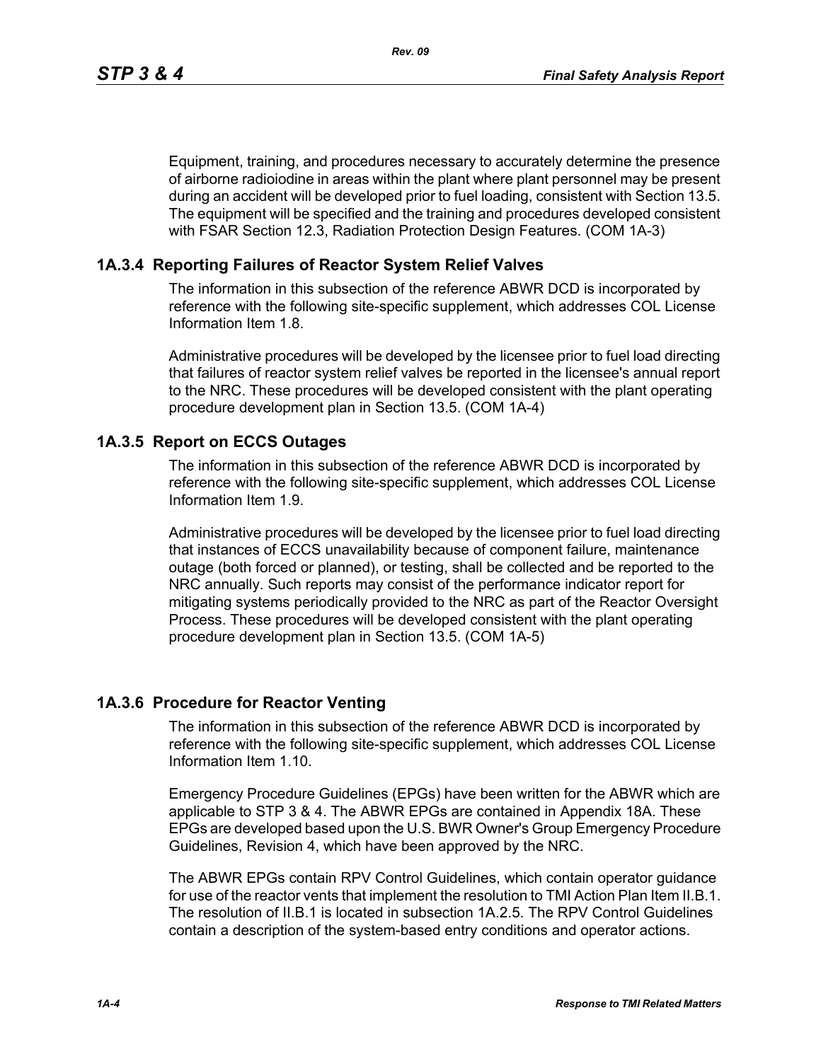Equipment, training, and procedures necessary to accurately determine the presence of airborne radioiodine in areas within the plant where plant personnel may be present during an accident will be developed prior to fuel loading, consistent with Section 13.5. The equipment will be specified and the training and procedures developed consistent with FSAR Section 12.3, Radiation Protection Design Features. (COM 1A-3)

### 1A.3.4 Reporting Failures of Reactor System Relief Valves

The information in this subsection of the reference ABWR DCD is incorporated by reference with the following site-specific supplement, which addresses COL License Information Item 1.8.

Administrative procedures will be developed by the licensee prior to fuel load directing that failures of reactor system relief valves be reported in the licensee's annual report to the NRC. These procedures will be developed consistent with the plant operating procedure development plan in Section 13.5. (COM 1A-4)

### 1A.3.5 Report on ECCS Outages

The information in this subsection of the reference ABWR DCD is incorporated by reference with the following site-specific supplement, which addresses COL License Information Item 1.9.

Administrative procedures will be developed by the licensee prior to fuel load directing that instances of ECCS unavailability because of component failure, maintenance outage (both forced or planned), or testing, shall be collected and be reported to the NRC annually. Such reports may consist of the performance indicator report for mitigating systems periodically provided to the NRC as part of the Reactor Oversight Process. These procedures will be developed consistent with the plant operating procedure development plan in Section 13.5. (COM 1A-5)

### 1A.3.6 Procedure for Reactor Venting

The information in this subsection of the reference ABWR DCD is incorporated by reference with the following site-specific supplement, which addresses COL License Information Item 1.10.

Emergency Procedure Guidelines (EPGs) have been written for the ABWR which are applicable to STP 3 & 4. The ABWR EPGs are contained in Appendix 18A. These EPGs are developed based upon the U.S. BWR Owner's Group Emergency Procedure Guidelines, Revision 4, which have been approved by the NRC.

The ABWR EPGs contain RPV Control Guidelines, which contain operator guidance for use of the reactor vents that implement the resolution to TMI Action Plan Item II.B.1. The resolution of II.B.1 is located in subsection 1A.2.5. The RPV Control Guidelines contain a description of the system-based entry conditions and operator actions.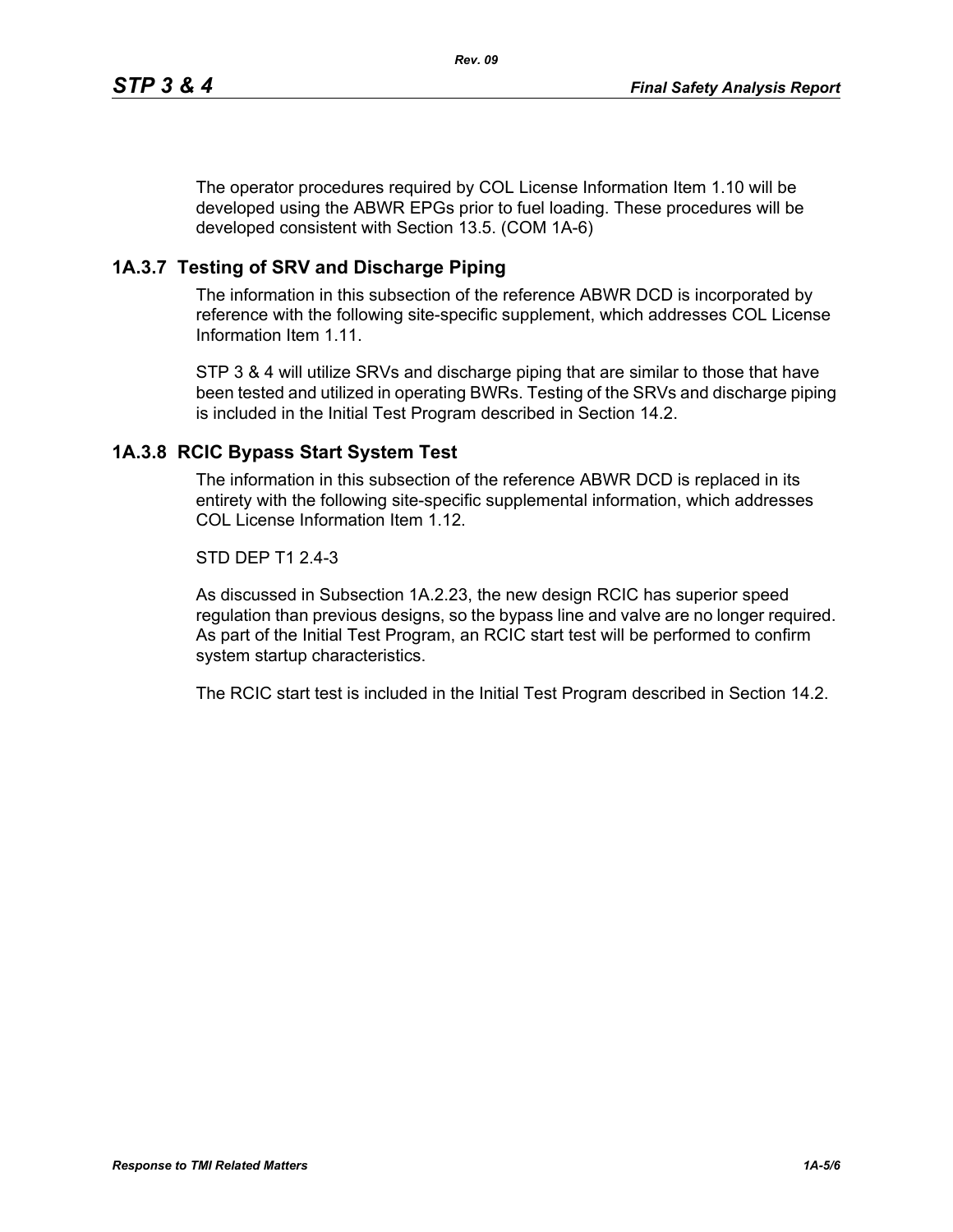The operator procedures required by COL License Information Item 1.10 will be developed using the ABWR EPGs prior to fuel loading. These procedures will be developed consistent with Section 13.5. (COM 1A-6)

## 1A.3.7 Testing of SRV and Discharge Piping

The information in this subsection of the reference ABWR DCD is incorporated by reference with the following site-specific supplement, which addresses COL License Information Item 1.11.

STP 3 & 4 will utilize SRVs and discharge piping that are similar to those that have been tested and utilized in operating BWRs. Testing of the SRVs and discharge piping is included in the Initial Test Program described in Section 14.2.

## 1A.3.8 RCIC Bypass Start System Test

The information in this subsection of the reference ABWR DCD is replaced in its entirety with the following site-specific supplemental information, which addresses COL License Information Item 1.12.

STD DEP T1 2.4-3

As discussed in Subsection 1A.2.23, the new design RCIC has superior speed regulation than previous designs, so the bypass line and valve are no longer required. As part of the Initial Test Program, an RCIC start test will be performed to confirm system startup characteristics.

The RCIC start test is included in the Initial Test Program described in Section 14.2.